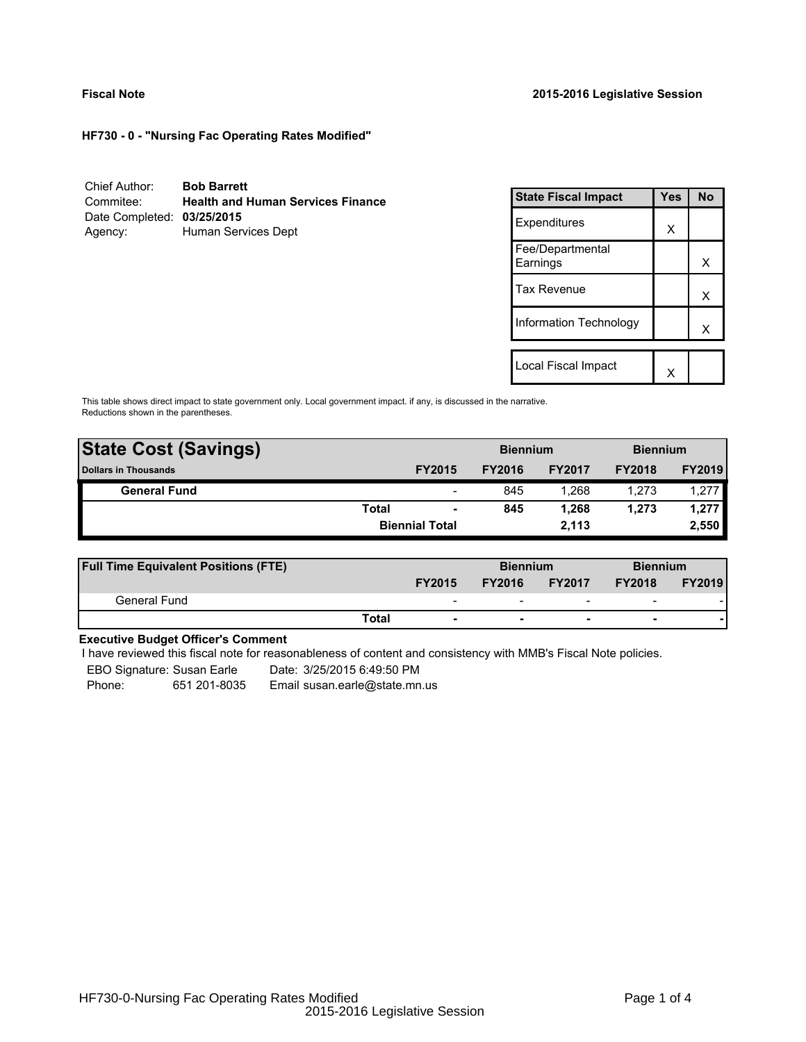**Fiscal Note** **2015-2016 Legislative Session**

**HF730 - 0 - "Nursing Fac Operating Rates Modified"**

Chief Author: **Bob Barrett**
Commitee: **Health and Human Services Finance**
Date Completed: **03/25/2015**
Agency: Human Services Dept

| State Fiscal Impact | Yes | No |
|---|---|---|
| Expenditures | X | |
| Fee/Departmental Earnings | | X |
| Tax Revenue | | X |
| Information Technology | | X |
| Local Fiscal Impact | X | |

This table shows direct impact to state government only. Local government impact. if any, is discussed in the narrative.
Reductions shown in the parentheses.

| **State Cost (Savings)** | | Biennium | | Biennium | |
|---|---|---|---|---|---|
| **Dollars in Thousands** | **FY2015** | **FY2016** | **FY2017** | **FY2018** | **FY2019** |
| **General Fund** | - | 845 | 1,268 | 1,273 | 1,277 |
| **Total** | **-** | **845** | **1,268** | **1,273** | **1,277** |
| **Biennial Total** | | | **2,113** | | **2,550** |

| **Full Time Equivalent Positions (FTE)** | | Biennium | | Biennium | |
|---|---|---|---|---|---|
| | **FY2015** | **FY2016** | **FY2017** | **FY2018** | **FY2019** |
| General Fund | - | - | - | - | - |
| **Total** | **-** | **-** | **-** | **-** | **-** |

**Executive Budget Officer's Comment**

I have reviewed this fiscal note for reasonableness of content and consistency with MMB's Fiscal Note policies.

EBO Signature: Susan Earle Date: 3/25/2015 6:49:50 PM
Phone: 651 201-8035 Email susan.earle@state.mn.us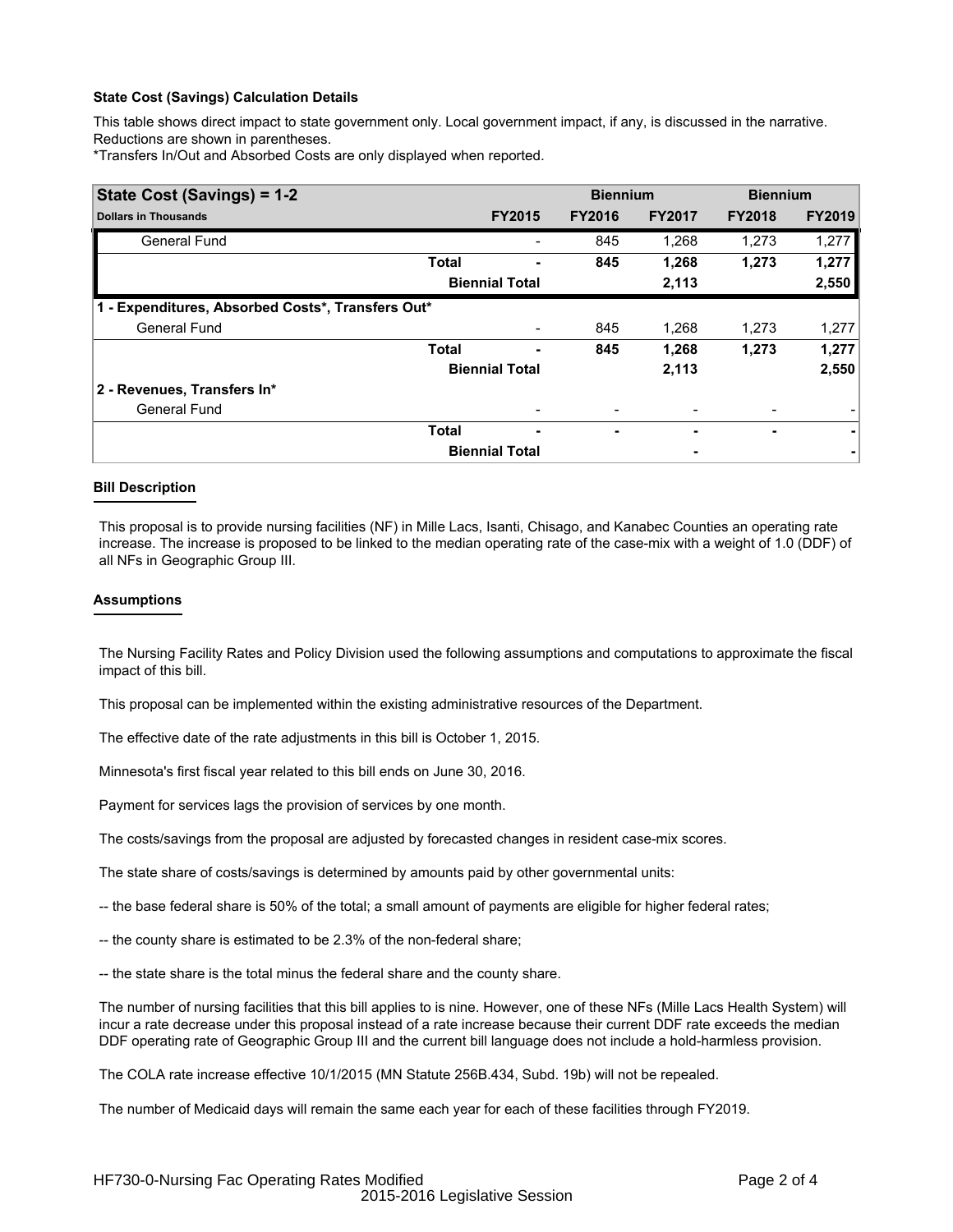**State Cost (Savings) Calculation Details**

This table shows direct impact to state government only. Local government impact, if any, is discussed in the narrative. Reductions are shown in parentheses.
*Transfers In/Out and Absorbed Costs are only displayed when reported.

| State Cost (Savings) = 1-2 | | | Biennium | | Biennium | |
|---|---|---|---|---|---|---|
| **Dollars in Thousands** | | **FY2015** | **FY2016** | **FY2017** | **FY2018** | **FY2019** |
| General Fund | | - | 845 | 1,268 | 1,273 | 1,277 |
| | **Total** | **-** | **845** | **1,268** | **1,273** | **1,277** |
| | **Biennial Total** | | | **2,113** | | **2,550** |
| **1 - Expenditures, Absorbed Costs*, Transfers Out*** | | | | | | |
| General Fund | | - | 845 | 1,268 | 1,273 | 1,277 |
| | **Total** | **-** | **845** | **1,268** | **1,273** | **1,277** |
| | **Biennial Total** | | | **2,113** | | **2,550** |
| **2 - Revenues, Transfers In*** | | | | | | |
| General Fund | | - | - | - | - | - |
| | **Total** | **-** | **-** | **-** | **-** | **-** |
| | **Biennial Total** | | | **-** | | **-** |

**Bill Description**

This proposal is to provide nursing facilities (NF) in Mille Lacs, Isanti, Chisago, and Kanabec Counties an operating rate increase. The increase is proposed to be linked to the median operating rate of the case-mix with a weight of 1.0 (DDF) of all NFs in Geographic Group III.

**Assumptions**

The Nursing Facility Rates and Policy Division used the following assumptions and computations to approximate the fiscal impact of this bill.

This proposal can be implemented within the existing administrative resources of the Department.

The effective date of the rate adjustments in this bill is October 1, 2015.

Minnesota's first fiscal year related to this bill ends on June 30, 2016.

Payment for services lags the provision of services by one month.

The costs/savings from the proposal are adjusted by forecasted changes in resident case-mix scores.

The state share of costs/savings is determined by amounts paid by other governmental units:

-- the base federal share is 50% of the total; a small amount of payments are eligible for higher federal rates;

-- the county share is estimated to be 2.3% of the non-federal share;

-- the state share is the total minus the federal share and the county share.

The number of nursing facilities that this bill applies to is nine. However, one of these NFs (Mille Lacs Health System) will incur a rate decrease under this proposal instead of a rate increase because their current DDF rate exceeds the median DDF operating rate of Geographic Group III and the current bill language does not include a hold-harmless provision.

The COLA rate increase effective 10/1/2015 (MN Statute 256B.434, Subd. 19b) will not be repealed.

The number of Medicaid days will remain the same each year for each of these facilities through FY2019.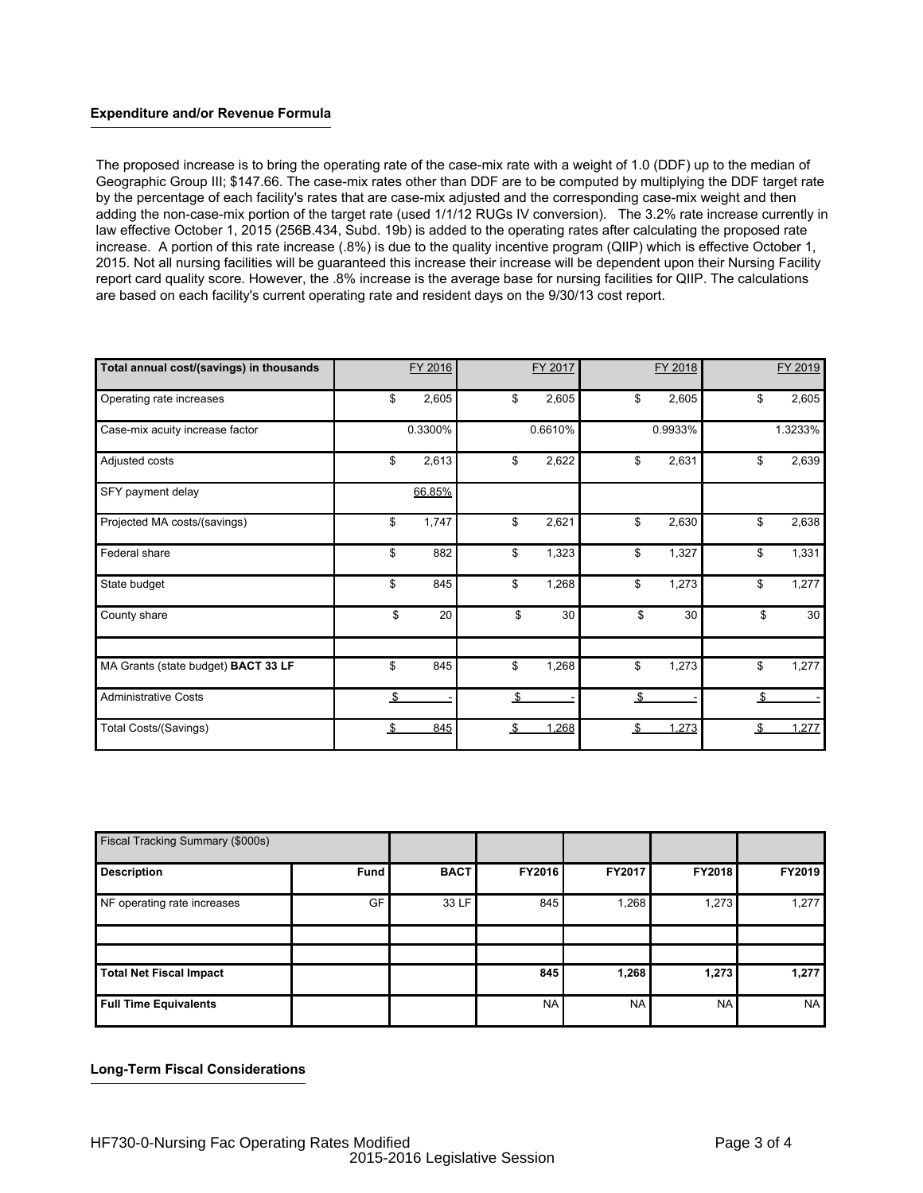### Expenditure and/or Revenue Formula

The proposed increase is to bring the operating rate of the case-mix rate with a weight of 1.0 (DDF) up to the median of Geographic Group III; $147.66. The case-mix rates other than DDF are to be computed by multiplying the DDF target rate by the percentage of each facility's rates that are case-mix adjusted and the corresponding case-mix weight and then adding the non-case-mix portion of the target rate (used 1/1/12 RUGs IV conversion). The 3.2% rate increase currently in law effective October 1, 2015 (256B.434, Subd. 19b) is added to the operating rates after calculating the proposed rate increase. A portion of this rate increase (.8%) is due to the quality incentive program (QIIP) which is effective October 1, 2015. Not all nursing facilities will be guaranteed this increase their increase will be dependent upon their Nursing Facility report card quality score. However, the .8% increase is the average base for nursing facilities for QIIP. The calculations are based on each facility's current operating rate and resident days on the 9/30/13 cost report.

| Total annual cost/(savings) in thousands | FY 2016 | FY 2017 | FY 2018 | FY 2019 |
|---|---|---|---|---|
| Operating rate increases | $ 2,605 | $ 2,605 | $ 2,605 | $ 2,605 |
| Case-mix acuity increase factor | 0.3300% | 0.6610% | 0.9933% | 1.3233% |
| Adjusted costs | $ 2,613 | $ 2,622 | $ 2,631 | $ 2,639 |
| SFY payment delay | 66.85% | | | |
| Projected MA costs/(savings) | $ 1,747 | $ 2,621 | $ 2,630 | $ 2,638 |
| Federal share | $ 882 | $ 1,323 | $ 1,327 | $ 1,331 |
| State budget | $ 845 | $ 1,268 | $ 1,273 | $ 1,277 |
| County share | $ 20 | $ 30 | $ 30 | $ 30 |
| | | | | |
| MA Grants (state budget) **BACT 33 LF** | $ 845 | $ 1,268 | $ 1,273 | $ 1,277 |
| Administrative Costs | $ - | $ - | $ - | $ - |
| Total Costs/(Savings) | $ 845 | $ 1,268 | $ 1,273 | $ 1,277 |

| Fiscal Tracking Summary ($000s) | | | | | | |
|---|---|---|---|---|---|---|
| **Description** | **Fund** | **BACT** | **FY2016** | **FY2017** | **FY2018** | **FY2019** |
| NF operating rate increases | GF | 33 LF | 845 | 1,268 | 1,273 | 1,277 |
| | | | | | | |
| | | | | | | |
| **Total Net Fiscal Impact** | | | **845** | **1,268** | **1,273** | **1,277** |
| **Full Time Equivalents** | | | NA | NA | NA | NA |

### Long-Term Fiscal Considerations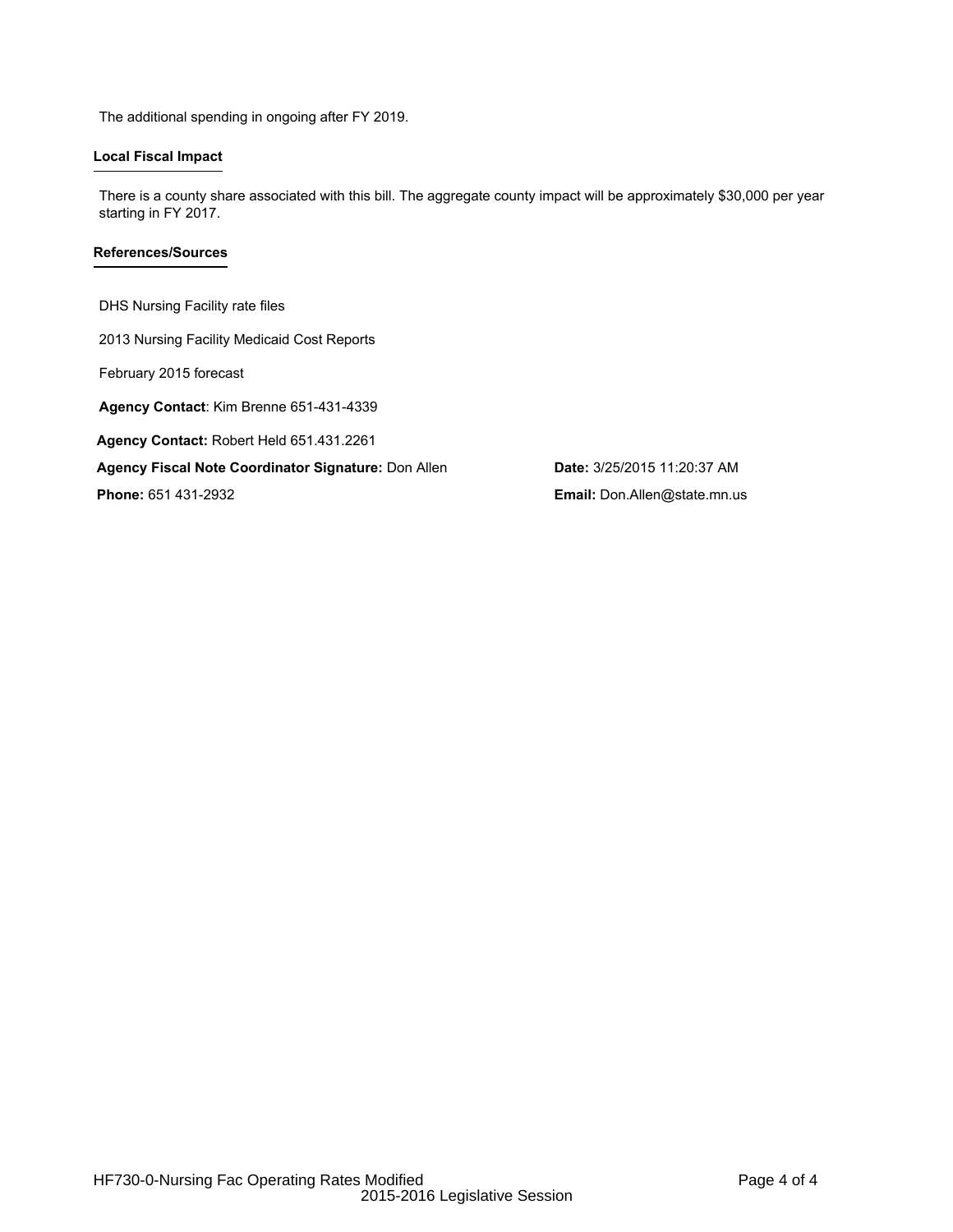The additional spending in ongoing after FY 2019.

### Local Fiscal Impact

There is a county share associated with this bill. The aggregate county impact will be approximately $30,000 per year starting in FY 2017.

### References/Sources

DHS Nursing Facility rate files

2013 Nursing Facility Medicaid Cost Reports

February 2015 forecast

**Agency Contact**: Kim Brenne 651-431-4339

**Agency Contact:** Robert Held 651.431.2261

**Agency Fiscal Note Coordinator Signature:** Don Allen

**Date:** 3/25/2015 11:20:37 AM

**Phone:** 651 431-2932

**Email:** Don.Allen@state.mn.us